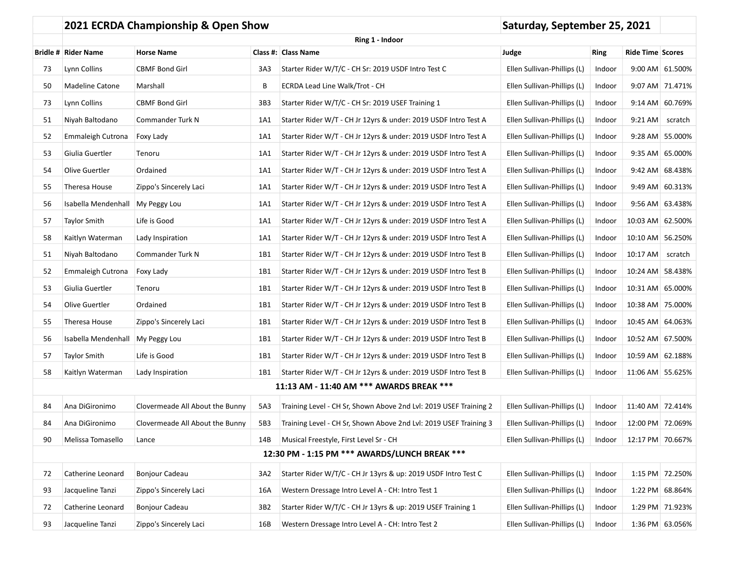# 2021 ECRDA Championship & Open Show

**Saturday, September 25, 2021**

**Ring 1 - Indoor**

| Bridle # | Rider Name | Horse Name | Class #: | Class Name | Judge | Ring | Ride Time | Scores |
|---|---|---|---|---|---|---|---|---|
| 73 | Lynn Collins | CBMF Bond Girl | 3A3 | Starter Rider W/T/C - CH Sr: 2019 USDF Intro Test C | Ellen Sullivan-Phillips (L) | Indoor | 9:00 AM | 61.500% |
| 50 | Madeline Catone | Marshall | B | ECRDA Lead Line Walk/Trot - CH | Ellen Sullivan-Phillips (L) | Indoor | 9:07 AM | 71.471% |
| 73 | Lynn Collins | CBMF Bond Girl | 3B3 | Starter Rider W/T/C - CH Sr: 2019 USEF Training 1 | Ellen Sullivan-Phillips (L) | Indoor | 9:14 AM | 60.769% |
| 51 | Niyah Baltodano | Commander Turk N | 1A1 | Starter Rider W/T - CH Jr 12yrs & under: 2019 USDF Intro Test A | Ellen Sullivan-Phillips (L) | Indoor | 9:21 AM | scratch |
| 52 | Emmaleigh Cutrona | Foxy Lady | 1A1 | Starter Rider W/T - CH Jr 12yrs & under: 2019 USDF Intro Test A | Ellen Sullivan-Phillips (L) | Indoor | 9:28 AM | 55.000% |
| 53 | Giulia Guertler | Tenoru | 1A1 | Starter Rider W/T - CH Jr 12yrs & under: 2019 USDF Intro Test A | Ellen Sullivan-Phillips (L) | Indoor | 9:35 AM | 65.000% |
| 54 | Olive Guertler | Ordained | 1A1 | Starter Rider W/T - CH Jr 12yrs & under: 2019 USDF Intro Test A | Ellen Sullivan-Phillips (L) | Indoor | 9:42 AM | 68.438% |
| 55 | Theresa House | Zippo's Sincerely Laci | 1A1 | Starter Rider W/T - CH Jr 12yrs & under: 2019 USDF Intro Test A | Ellen Sullivan-Phillips (L) | Indoor | 9:49 AM | 60.313% |
| 56 | Isabella Mendenhall | My Peggy Lou | 1A1 | Starter Rider W/T - CH Jr 12yrs & under: 2019 USDF Intro Test A | Ellen Sullivan-Phillips (L) | Indoor | 9:56 AM | 63.438% |
| 57 | Taylor Smith | Life is Good | 1A1 | Starter Rider W/T - CH Jr 12yrs & under: 2019 USDF Intro Test A | Ellen Sullivan-Phillips (L) | Indoor | 10:03 AM | 62.500% |
| 58 | Kaitlyn Waterman | Lady Inspiration | 1A1 | Starter Rider W/T - CH Jr 12yrs & under: 2019 USDF Intro Test A | Ellen Sullivan-Phillips (L) | Indoor | 10:10 AM | 56.250% |
| 51 | Niyah Baltodano | Commander Turk N | 1B1 | Starter Rider W/T - CH Jr 12yrs & under: 2019 USDF Intro Test B | Ellen Sullivan-Phillips (L) | Indoor | 10:17 AM | scratch |
| 52 | Emmaleigh Cutrona | Foxy Lady | 1B1 | Starter Rider W/T - CH Jr 12yrs & under: 2019 USDF Intro Test B | Ellen Sullivan-Phillips (L) | Indoor | 10:24 AM | 58.438% |
| 53 | Giulia Guertler | Tenoru | 1B1 | Starter Rider W/T - CH Jr 12yrs & under: 2019 USDF Intro Test B | Ellen Sullivan-Phillips (L) | Indoor | 10:31 AM | 65.000% |
| 54 | Olive Guertler | Ordained | 1B1 | Starter Rider W/T - CH Jr 12yrs & under: 2019 USDF Intro Test B | Ellen Sullivan-Phillips (L) | Indoor | 10:38 AM | 75.000% |
| 55 | Theresa House | Zippo's Sincerely Laci | 1B1 | Starter Rider W/T - CH Jr 12yrs & under: 2019 USDF Intro Test B | Ellen Sullivan-Phillips (L) | Indoor | 10:45 AM | 64.063% |
| 56 | Isabella Mendenhall | My Peggy Lou | 1B1 | Starter Rider W/T - CH Jr 12yrs & under: 2019 USDF Intro Test B | Ellen Sullivan-Phillips (L) | Indoor | 10:52 AM | 67.500% |
| 57 | Taylor Smith | Life is Good | 1B1 | Starter Rider W/T - CH Jr 12yrs & under: 2019 USDF Intro Test B | Ellen Sullivan-Phillips (L) | Indoor | 10:59 AM | 62.188% |
| 58 | Kaitlyn Waterman | Lady Inspiration | 1B1 | Starter Rider W/T - CH Jr 12yrs & under: 2019 USDF Intro Test B | Ellen Sullivan-Phillips (L) | Indoor | 11:06 AM | 55.625% |
| | | | | **11:13 AM - 11:40 AM *** AWARDS BREAK ***** | | | | |
| 84 | Ana DiGironimo | Clovermeade All About the Bunny | 5A3 | Training Level - CH Sr, Shown Above 2nd Lvl: 2019 USEF Training 2 | Ellen Sullivan-Phillips (L) | Indoor | 11:40 AM | 72.414% |
| 84 | Ana DiGironimo | Clovermeade All About the Bunny | 5B3 | Training Level - CH Sr, Shown Above 2nd Lvl: 2019 USEF Training 3 | Ellen Sullivan-Phillips (L) | Indoor | 12:00 PM | 72.069% |
| 90 | Melissa Tomasello | Lance | 14B | Musical Freestyle, First Level Sr - CH | Ellen Sullivan-Phillips (L) | Indoor | 12:17 PM | 70.667% |
| | | | | **12:30 PM - 1:15 PM *** AWARDS/LUNCH BREAK ***** | | | | |
| 72 | Catherine Leonard | Bonjour Cadeau | 3A2 | Starter Rider W/T/C - CH Jr 13yrs & up: 2019 USDF Intro Test C | Ellen Sullivan-Phillips (L) | Indoor | 1:15 PM | 72.250% |
| 93 | Jacqueline Tanzi | Zippo's Sincerely Laci | 16A | Western Dressage Intro Level A - CH: Intro Test 1 | Ellen Sullivan-Phillips (L) | Indoor | 1:22 PM | 68.864% |
| 72 | Catherine Leonard | Bonjour Cadeau | 3B2 | Starter Rider W/T/C - CH Jr 13yrs & up: 2019 USEF Training 1 | Ellen Sullivan-Phillips (L) | Indoor | 1:29 PM | 71.923% |
| 93 | Jacqueline Tanzi | Zippo's Sincerely Laci | 16B | Western Dressage Intro Level A - CH: Intro Test 2 | Ellen Sullivan-Phillips (L) | Indoor | 1:36 PM | 63.056% |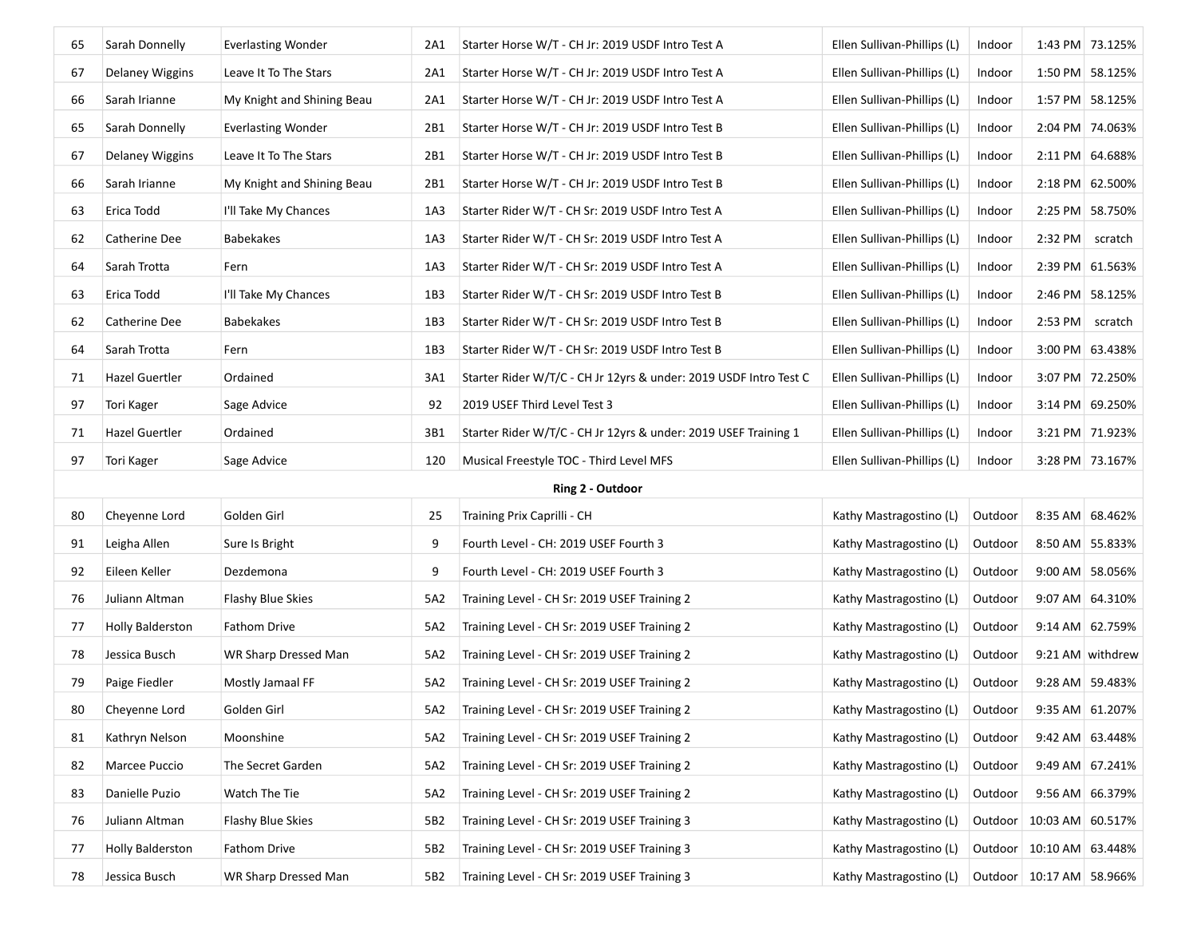| | | | | | | | | |
|---|---|---|---|---|---|---|---|---|
| 65 | Sarah Donnelly | Everlasting Wonder | 2A1 | Starter Horse W/T - CH Jr: 2019 USDF Intro Test A | Ellen Sullivan-Phillips (L) | Indoor | 1:43 PM | 73.125% |
| 67 | Delaney Wiggins | Leave It To The Stars | 2A1 | Starter Horse W/T - CH Jr: 2019 USDF Intro Test A | Ellen Sullivan-Phillips (L) | Indoor | 1:50 PM | 58.125% |
| 66 | Sarah Irianne | My Knight and Shining Beau | 2A1 | Starter Horse W/T - CH Jr: 2019 USDF Intro Test A | Ellen Sullivan-Phillips (L) | Indoor | 1:57 PM | 58.125% |
| 65 | Sarah Donnelly | Everlasting Wonder | 2B1 | Starter Horse W/T - CH Jr: 2019 USDF Intro Test B | Ellen Sullivan-Phillips (L) | Indoor | 2:04 PM | 74.063% |
| 67 | Delaney Wiggins | Leave It To The Stars | 2B1 | Starter Horse W/T - CH Jr: 2019 USDF Intro Test B | Ellen Sullivan-Phillips (L) | Indoor | 2:11 PM | 64.688% |
| 66 | Sarah Irianne | My Knight and Shining Beau | 2B1 | Starter Horse W/T - CH Jr: 2019 USDF Intro Test B | Ellen Sullivan-Phillips (L) | Indoor | 2:18 PM | 62.500% |
| 63 | Erica Todd | I'll Take My Chances | 1A3 | Starter Rider W/T - CH Sr: 2019 USDF Intro Test A | Ellen Sullivan-Phillips (L) | Indoor | 2:25 PM | 58.750% |
| 62 | Catherine Dee | Babekakes | 1A3 | Starter Rider W/T - CH Sr: 2019 USDF Intro Test A | Ellen Sullivan-Phillips (L) | Indoor | 2:32 PM | scratch |
| 64 | Sarah Trotta | Fern | 1A3 | Starter Rider W/T - CH Sr: 2019 USDF Intro Test A | Ellen Sullivan-Phillips (L) | Indoor | 2:39 PM | 61.563% |
| 63 | Erica Todd | I'll Take My Chances | 1B3 | Starter Rider W/T - CH Sr: 2019 USDF Intro Test B | Ellen Sullivan-Phillips (L) | Indoor | 2:46 PM | 58.125% |
| 62 | Catherine Dee | Babekakes | 1B3 | Starter Rider W/T - CH Sr: 2019 USDF Intro Test B | Ellen Sullivan-Phillips (L) | Indoor | 2:53 PM | scratch |
| 64 | Sarah Trotta | Fern | 1B3 | Starter Rider W/T - CH Sr: 2019 USDF Intro Test B | Ellen Sullivan-Phillips (L) | Indoor | 3:00 PM | 63.438% |
| 71 | Hazel Guertler | Ordained | 3A1 | Starter Rider W/T/C - CH Jr 12yrs & under: 2019 USDF Intro Test C | Ellen Sullivan-Phillips (L) | Indoor | 3:07 PM | 72.250% |
| 97 | Tori Kager | Sage Advice | 92 | 2019 USEF Third Level Test 3 | Ellen Sullivan-Phillips (L) | Indoor | 3:14 PM | 69.250% |
| 71 | Hazel Guertler | Ordained | 3B1 | Starter Rider W/T/C - CH Jr 12yrs & under: 2019 USEF Training 1 | Ellen Sullivan-Phillips (L) | Indoor | 3:21 PM | 71.923% |
| 97 | Tori Kager | Sage Advice | 120 | Musical Freestyle TOC - Third Level MFS | Ellen Sullivan-Phillips (L) | Indoor | 3:28 PM | 73.167% |
| | | | | **Ring 2 - Outdoor** | | | | |
| 80 | Cheyenne Lord | Golden Girl | 25 | Training Prix Caprilli - CH | Kathy Mastragostino (L) | Outdoor | 8:35 AM | 68.462% |
| 91 | Leigha Allen | Sure Is Bright | 9 | Fourth Level - CH: 2019 USEF Fourth 3 | Kathy Mastragostino (L) | Outdoor | 8:50 AM | 55.833% |
| 92 | Eileen Keller | Dezdemona | 9 | Fourth Level - CH: 2019 USEF Fourth 3 | Kathy Mastragostino (L) | Outdoor | 9:00 AM | 58.056% |
| 76 | Juliann Altman | Flashy Blue Skies | 5A2 | Training Level - CH Sr: 2019 USEF Training 2 | Kathy Mastragostino (L) | Outdoor | 9:07 AM | 64.310% |
| 77 | Holly Balderston | Fathom Drive | 5A2 | Training Level - CH Sr: 2019 USEF Training 2 | Kathy Mastragostino (L) | Outdoor | 9:14 AM | 62.759% |
| 78 | Jessica Busch | WR Sharp Dressed Man | 5A2 | Training Level - CH Sr: 2019 USEF Training 2 | Kathy Mastragostino (L) | Outdoor | 9:21 AM | withdrew |
| 79 | Paige Fiedler | Mostly Jamaal FF | 5A2 | Training Level - CH Sr: 2019 USEF Training 2 | Kathy Mastragostino (L) | Outdoor | 9:28 AM | 59.483% |
| 80 | Cheyenne Lord | Golden Girl | 5A2 | Training Level - CH Sr: 2019 USEF Training 2 | Kathy Mastragostino (L) | Outdoor | 9:35 AM | 61.207% |
| 81 | Kathryn Nelson | Moonshine | 5A2 | Training Level - CH Sr: 2019 USEF Training 2 | Kathy Mastragostino (L) | Outdoor | 9:42 AM | 63.448% |
| 82 | Marcee Puccio | The Secret Garden | 5A2 | Training Level - CH Sr: 2019 USEF Training 2 | Kathy Mastragostino (L) | Outdoor | 9:49 AM | 67.241% |
| 83 | Danielle Puzio | Watch The Tie | 5A2 | Training Level - CH Sr: 2019 USEF Training 2 | Kathy Mastragostino (L) | Outdoor | 9:56 AM | 66.379% |
| 76 | Juliann Altman | Flashy Blue Skies | 5B2 | Training Level - CH Sr: 2019 USEF Training 3 | Kathy Mastragostino (L) | Outdoor | 10:03 AM | 60.517% |
| 77 | Holly Balderston | Fathom Drive | 5B2 | Training Level - CH Sr: 2019 USEF Training 3 | Kathy Mastragostino (L) | Outdoor | 10:10 AM | 63.448% |
| 78 | Jessica Busch | WR Sharp Dressed Man | 5B2 | Training Level - CH Sr: 2019 USEF Training 3 | Kathy Mastragostino (L) | Outdoor | 10:17 AM | 58.966% |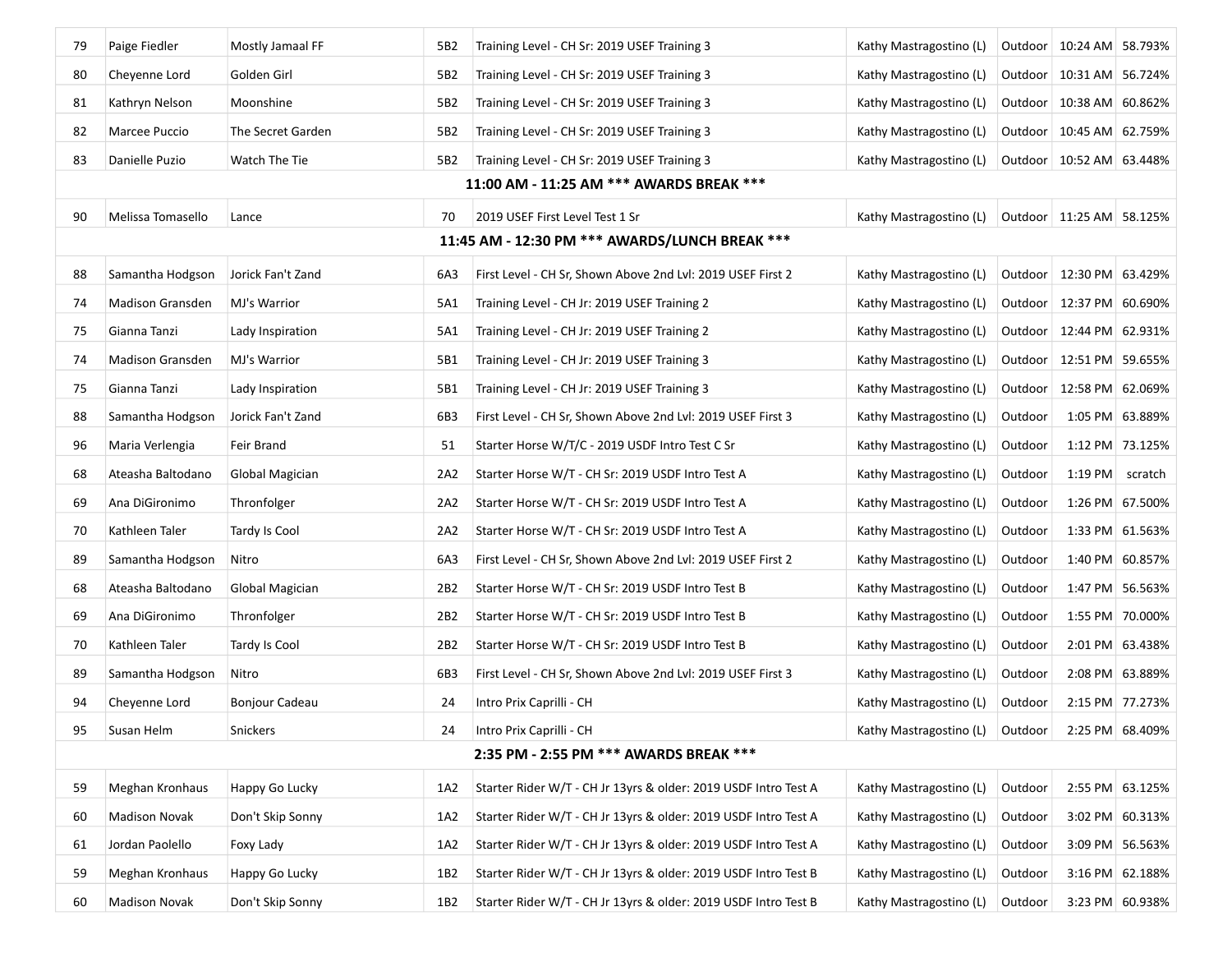| | | | | | | | | |
|---|---|---|---|---|---|---|---|---|
| 79 | Paige Fiedler | Mostly Jamaal FF | 5B2 | Training Level - CH Sr: 2019 USEF Training 3 | Kathy Mastragostino (L) | Outdoor | 10:24 AM | 58.793% |
| 80 | Cheyenne Lord | Golden Girl | 5B2 | Training Level - CH Sr: 2019 USEF Training 3 | Kathy Mastragostino (L) | Outdoor | 10:31 AM | 56.724% |
| 81 | Kathryn Nelson | Moonshine | 5B2 | Training Level - CH Sr: 2019 USEF Training 3 | Kathy Mastragostino (L) | Outdoor | 10:38 AM | 60.862% |
| 82 | Marcee Puccio | The Secret Garden | 5B2 | Training Level - CH Sr: 2019 USEF Training 3 | Kathy Mastragostino (L) | Outdoor | 10:45 AM | 62.759% |
| 83 | Danielle Puzio | Watch The Tie | 5B2 | Training Level - CH Sr: 2019 USEF Training 3 | Kathy Mastragostino (L) | Outdoor | 10:52 AM | 63.448% |
| **11:00 AM - 11:25 AM *** AWARDS BREAK ***** | | | | | | | | |
| 90 | Melissa Tomasello | Lance | 70 | 2019 USEF First Level Test 1 Sr | Kathy Mastragostino (L) | Outdoor | 11:25 AM | 58.125% |
| **11:45 AM - 12:30 PM *** AWARDS/LUNCH BREAK ***** | | | | | | | | |
| 88 | Samantha Hodgson | Jorick Fan't Zand | 6A3 | First Level - CH Sr, Shown Above 2nd Lvl: 2019 USEF First 2 | Kathy Mastragostino (L) | Outdoor | 12:30 PM | 63.429% |
| 74 | Madison Gransden | MJ's Warrior | 5A1 | Training Level - CH Jr: 2019 USEF Training 2 | Kathy Mastragostino (L) | Outdoor | 12:37 PM | 60.690% |
| 75 | Gianna Tanzi | Lady Inspiration | 5A1 | Training Level - CH Jr: 2019 USEF Training 2 | Kathy Mastragostino (L) | Outdoor | 12:44 PM | 62.931% |
| 74 | Madison Gransden | MJ's Warrior | 5B1 | Training Level - CH Jr: 2019 USEF Training 3 | Kathy Mastragostino (L) | Outdoor | 12:51 PM | 59.655% |
| 75 | Gianna Tanzi | Lady Inspiration | 5B1 | Training Level - CH Jr: 2019 USEF Training 3 | Kathy Mastragostino (L) | Outdoor | 12:58 PM | 62.069% |
| 88 | Samantha Hodgson | Jorick Fan't Zand | 6B3 | First Level - CH Sr, Shown Above 2nd Lvl: 2019 USEF First 3 | Kathy Mastragostino (L) | Outdoor | 1:05 PM | 63.889% |
| 96 | Maria Verlengia | Feir Brand | 51 | Starter Horse W/T/C - 2019 USDF Intro Test C Sr | Kathy Mastragostino (L) | Outdoor | 1:12 PM | 73.125% |
| 68 | Ateasha Baltodano | Global Magician | 2A2 | Starter Horse W/T - CH Sr: 2019 USDF Intro Test A | Kathy Mastragostino (L) | Outdoor | 1:19 PM | scratch |
| 69 | Ana DiGironimo | Thronfolger | 2A2 | Starter Horse W/T - CH Sr: 2019 USDF Intro Test A | Kathy Mastragostino (L) | Outdoor | 1:26 PM | 67.500% |
| 70 | Kathleen Taler | Tardy Is Cool | 2A2 | Starter Horse W/T - CH Sr: 2019 USDF Intro Test A | Kathy Mastragostino (L) | Outdoor | 1:33 PM | 61.563% |
| 89 | Samantha Hodgson | Nitro | 6A3 | First Level - CH Sr, Shown Above 2nd Lvl: 2019 USEF First 2 | Kathy Mastragostino (L) | Outdoor | 1:40 PM | 60.857% |
| 68 | Ateasha Baltodano | Global Magician | 2B2 | Starter Horse W/T - CH Sr: 2019 USDF Intro Test B | Kathy Mastragostino (L) | Outdoor | 1:47 PM | 56.563% |
| 69 | Ana DiGironimo | Thronfolger | 2B2 | Starter Horse W/T - CH Sr: 2019 USDF Intro Test B | Kathy Mastragostino (L) | Outdoor | 1:55 PM | 70.000% |
| 70 | Kathleen Taler | Tardy Is Cool | 2B2 | Starter Horse W/T - CH Sr: 2019 USDF Intro Test B | Kathy Mastragostino (L) | Outdoor | 2:01 PM | 63.438% |
| 89 | Samantha Hodgson | Nitro | 6B3 | First Level - CH Sr, Shown Above 2nd Lvl: 2019 USEF First 3 | Kathy Mastragostino (L) | Outdoor | 2:08 PM | 63.889% |
| 94 | Cheyenne Lord | Bonjour Cadeau | 24 | Intro Prix Caprilli - CH | Kathy Mastragostino (L) | Outdoor | 2:15 PM | 77.273% |
| 95 | Susan Helm | Snickers | 24 | Intro Prix Caprilli - CH | Kathy Mastragostino (L) | Outdoor | 2:25 PM | 68.409% |
| **2:35 PM - 2:55 PM *** AWARDS BREAK ***** | | | | | | | | |
| 59 | Meghan Kronhaus | Happy Go Lucky | 1A2 | Starter Rider W/T - CH Jr 13yrs & older: 2019 USDF Intro Test A | Kathy Mastragostino (L) | Outdoor | 2:55 PM | 63.125% |
| 60 | Madison Novak | Don't Skip Sonny | 1A2 | Starter Rider W/T - CH Jr 13yrs & older: 2019 USDF Intro Test A | Kathy Mastragostino (L) | Outdoor | 3:02 PM | 60.313% |
| 61 | Jordan Paolello | Foxy Lady | 1A2 | Starter Rider W/T - CH Jr 13yrs & older: 2019 USDF Intro Test A | Kathy Mastragostino (L) | Outdoor | 3:09 PM | 56.563% |
| 59 | Meghan Kronhaus | Happy Go Lucky | 1B2 | Starter Rider W/T - CH Jr 13yrs & older: 2019 USDF Intro Test B | Kathy Mastragostino (L) | Outdoor | 3:16 PM | 62.188% |
| 60 | Madison Novak | Don't Skip Sonny | 1B2 | Starter Rider W/T - CH Jr 13yrs & older: 2019 USDF Intro Test B | Kathy Mastragostino (L) | Outdoor | 3:23 PM | 60.938% |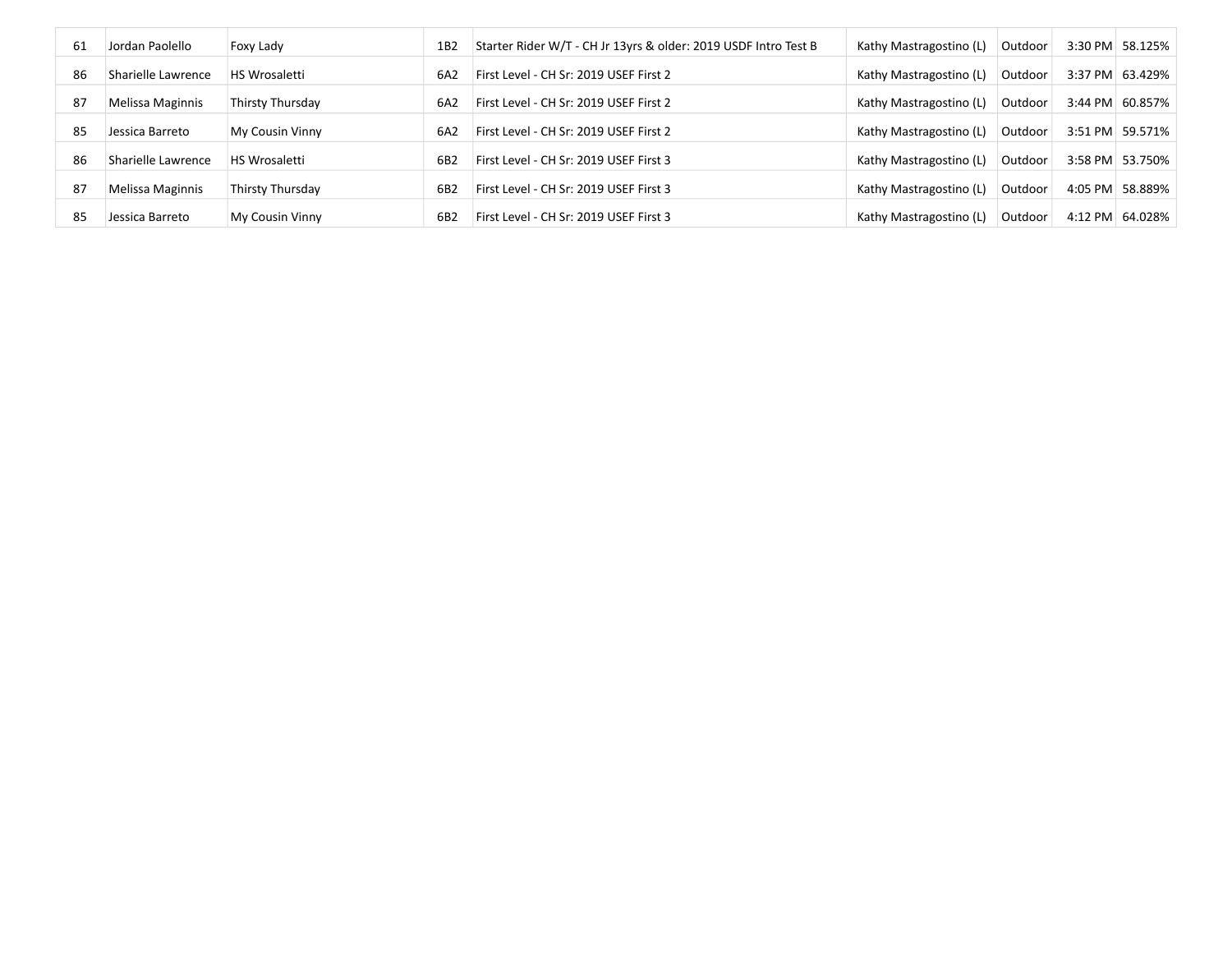| | | | | | | | | |
|---|---|---|---|---|---|---|---|---|
| 61 | Jordan Paolello | Foxy Lady | 1B2 | Starter Rider W/T - CH Jr 13yrs & older: 2019 USDF Intro Test B | Kathy Mastragostino (L) | Outdoor | 3:30 PM | 58.125% |
| 86 | Sharielle Lawrence | HS Wrosaletti | 6A2 | First Level - CH Sr: 2019 USEF First 2 | Kathy Mastragostino (L) | Outdoor | 3:37 PM | 63.429% |
| 87 | Melissa Maginnis | Thirsty Thursday | 6A2 | First Level - CH Sr: 2019 USEF First 2 | Kathy Mastragostino (L) | Outdoor | 3:44 PM | 60.857% |
| 85 | Jessica Barreto | My Cousin Vinny | 6A2 | First Level - CH Sr: 2019 USEF First 2 | Kathy Mastragostino (L) | Outdoor | 3:51 PM | 59.571% |
| 86 | Sharielle Lawrence | HS Wrosaletti | 6B2 | First Level - CH Sr: 2019 USEF First 3 | Kathy Mastragostino (L) | Outdoor | 3:58 PM | 53.750% |
| 87 | Melissa Maginnis | Thirsty Thursday | 6B2 | First Level - CH Sr: 2019 USEF First 3 | Kathy Mastragostino (L) | Outdoor | 4:05 PM | 58.889% |
| 85 | Jessica Barreto | My Cousin Vinny | 6B2 | First Level - CH Sr: 2019 USEF First 3 | Kathy Mastragostino (L) | Outdoor | 4:12 PM | 64.028% |